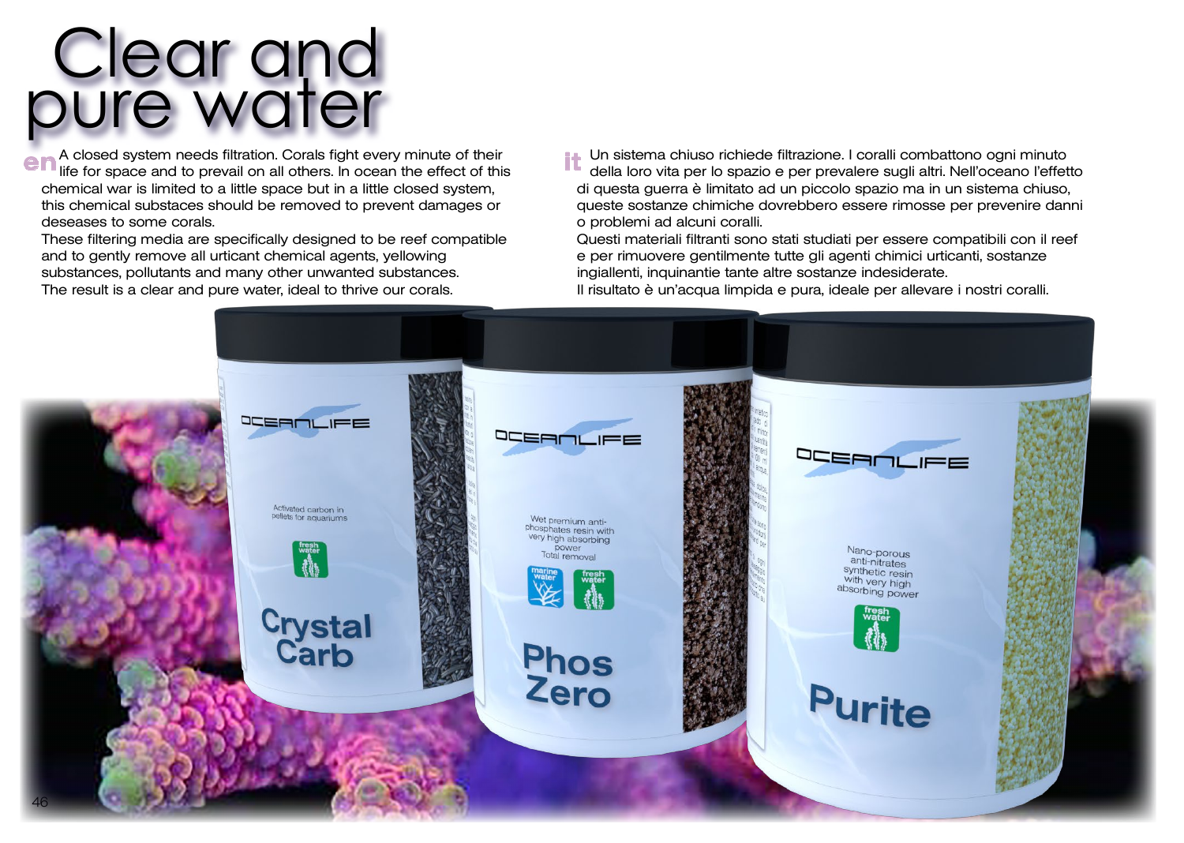# Clear and pure water

**en** A closed system needs filtration. Corals fight every minute of their life for space and to prevail on all others. In ocean the effect of this chemical war is limited to a little space but in a little closed system, this chemical substaces should be removed to prevent damages or deseases to some corals.
These filtering media are specifically designed to be reef compatible and to gently remove all urticant chemical agents, yellowing substances, pollutants and many other unwanted substances.
The result is a clear and pure water, ideal to thrive our corals.

**it** Un sistema chiuso richiede filtrazione. I coralli combattono ogni minuto della loro vita per lo spazio e per prevalere sugli altri. Nell'oceano l'effetto di questa guerra è limitato ad un piccolo spazio ma in un sistema chiuso, queste sostanze chimiche dovrebbero essere rimosse per prevenire danni o problemi ad alcuni coralli.
Questi materiali filtranti sono stati studiati per essere compatibili con il reef e per rimuovere gentilmente tutte gli agenti chimici urticanti, sostanze ingiallenti, inquinantie tante altre sostanze indesiderate.
Il risultato è un'acqua limpida e pura, ideale per allevare i nostri coralli.

OCEANLIFE

Activated carbon in pellets for aquariums

fresh water

**Crystal Carb**

OCEANLIFE

Wet premium anti-phosphates resin with very high absorbing power
Total removal

marine water
fresh water

**Phos Zero**

OCEANLIFE

Nano-porous anti-nitrates synthetic resin with very high absorbing power

fresh water

**Purite**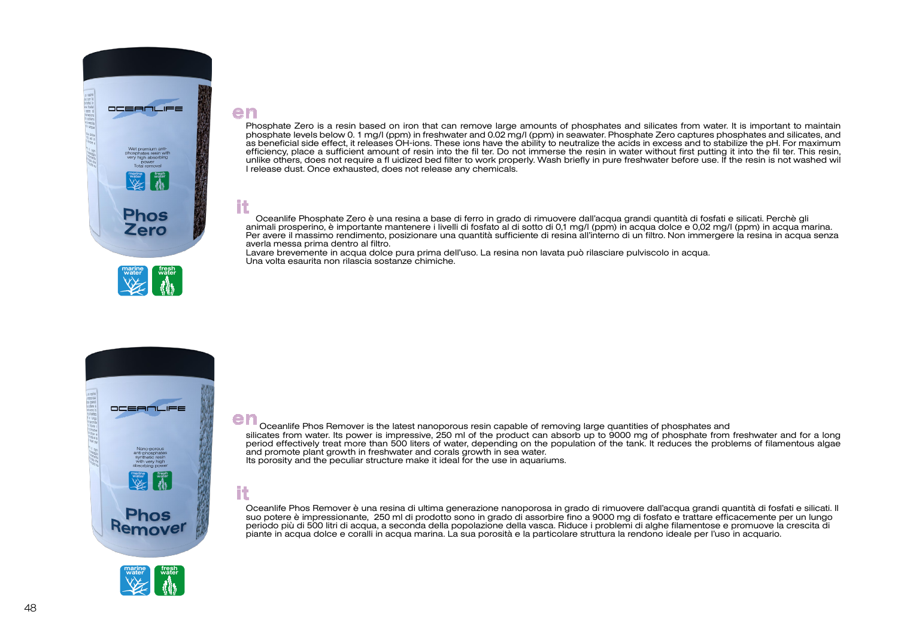Phos Zero

## en

Phosphate Zero is a resin based on iron that can remove large amounts of phosphates and silicates from water. It is important to maintain phosphate levels below 0. 1 mg/l (ppm) in freshwater and 0.02 mg/l (ppm) in seawater. Phosphate Zero captures phosphates and silicates, and as beneficial side effect, it releases OH-ions. These ions have the ability to neutralize the acids in excess and to stabilize the pH. For maximum efficiency, place a sufficient amount of resin into the fil ter. Do not immerse the resin in water without first putting it into the fil ter. This resin, unlike others, does not require a fl uidized bed filter to work properly. Wash briefly in pure freshwater before use. If the resin is not washed wil l release dust. Once exhausted, does not release any chemicals.

## it

Oceanlife Phosphate Zero è una resina a base di ferro in grado di rimuovere dall'acqua grandi quantità di fosfati e silicati. Perchè gli animali prosperino, è importante mantenere i livelli di fosfato al di sotto di 0,1 mg/l (ppm) in acqua dolce e 0,02 mg/l (ppm) in acqua marina. Per avere il massimo rendimento, posizionare una quantità sufficiente di resina all'interno di un filtro. Non immergere la resina in acqua senza averla messa prima dentro al filtro.
Lavare brevemente in acqua dolce pura prima dell'uso. La resina non lavata può rilasciare pulviscolo in acqua.
Una volta esaurita non rilascia sostanze chimiche.

Phos Remover

## en

Oceanlife Phos Remover is the latest nanoporous resin capable of removing large quantities of phosphates and silicates from water. Its power is impressive, 250 ml of the product can absorb up to 9000 mg of phosphate from freshwater and for a long period effectively treat more than 500 liters of water, depending on the population of the tank. It reduces the problems of filamentous algae and promote plant growth in freshwater and corals growth in sea water.
Its porosity and the peculiar structure make it ideal for the use in aquariums.

## it

Oceanlife Phos Remover è una resina di ultima generazione nanoporosa in grado di rimuovere dall'acqua grandi quantità di fosfati e silicati. Il suo potere è impressionante, 250 ml di prodotto sono in grado di assorbire fino a 9000 mg di fosfato e trattare efficacemente per un lungo periodo più di 500 litri di acqua, a seconda della popolazione della vasca. Riduce i problemi di alghe filamentose e promuove la crescita di piante in acqua dolce e coralli in acqua marina. La sua porosità e la particolare struttura la rendono ideale per l'uso in acquario.